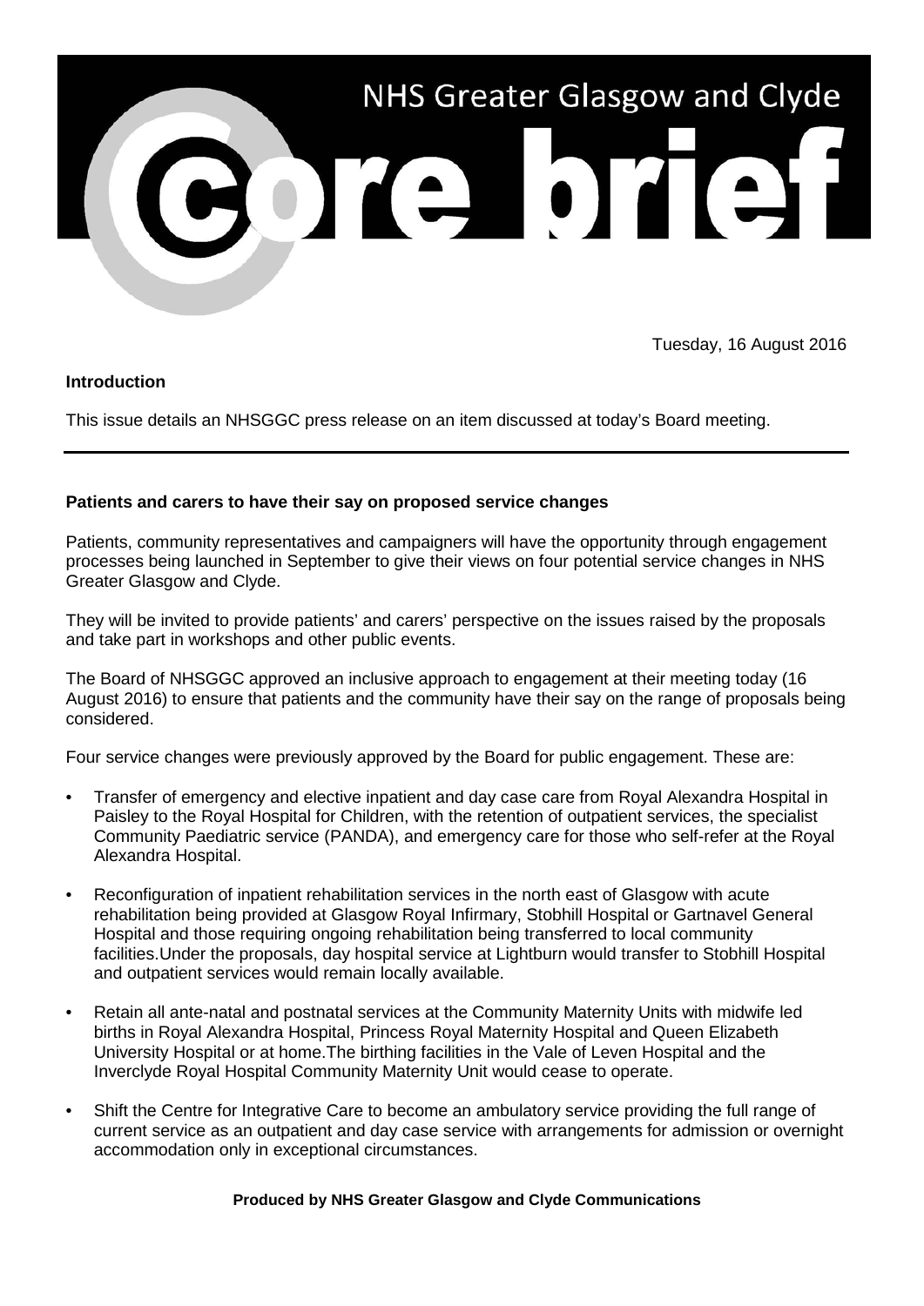# NHS Greater Glasgow and Clyde

# core brief

Tuesday, 16 August 2016

**Introduction**

This issue details an NHSGGC press release on an item discussed at today's Board meeting.

---

**Patients and carers to have their say on proposed service changes**

Patients, community representatives and campaigners will have the opportunity through engagement processes being launched in September to give their views on four potential service changes in NHS Greater Glasgow and Clyde.

They will be invited to provide patients' and carers' perspective on the issues raised by the proposals and take part in workshops and other public events.

The Board of NHSGGC approved an inclusive approach to engagement at their meeting today (16 August 2016) to ensure that patients and the community have their say on the range of proposals being considered.

Four service changes were previously approved by the Board for public engagement. These are:

- Transfer of emergency and elective inpatient and day case care from Royal Alexandra Hospital in Paisley to the Royal Hospital for Children, with the retention of outpatient services, the specialist Community Paediatric service (PANDA), and emergency care for those who self-refer at the Royal Alexandra Hospital.
- Reconfiguration of inpatient rehabilitation services in the north east of Glasgow with acute rehabilitation being provided at Glasgow Royal Infirmary, Stobhill Hospital or Gartnavel General Hospital and those requiring ongoing rehabilitation being transferred to local community facilities.Under the proposals, day hospital service at Lightburn would transfer to Stobhill Hospital and outpatient services would remain locally available.
- Retain all ante-natal and postnatal services at the Community Maternity Units with midwife led births in Royal Alexandra Hospital, Princess Royal Maternity Hospital and Queen Elizabeth University Hospital or at home.The birthing facilities in the Vale of Leven Hospital and the Inverclyde Royal Hospital Community Maternity Unit would cease to operate.
- Shift the Centre for Integrative Care to become an ambulatory service providing the full range of current service as an outpatient and day case service with arrangements for admission or overnight accommodation only in exceptional circumstances.

**Produced by NHS Greater Glasgow and Clyde Communications**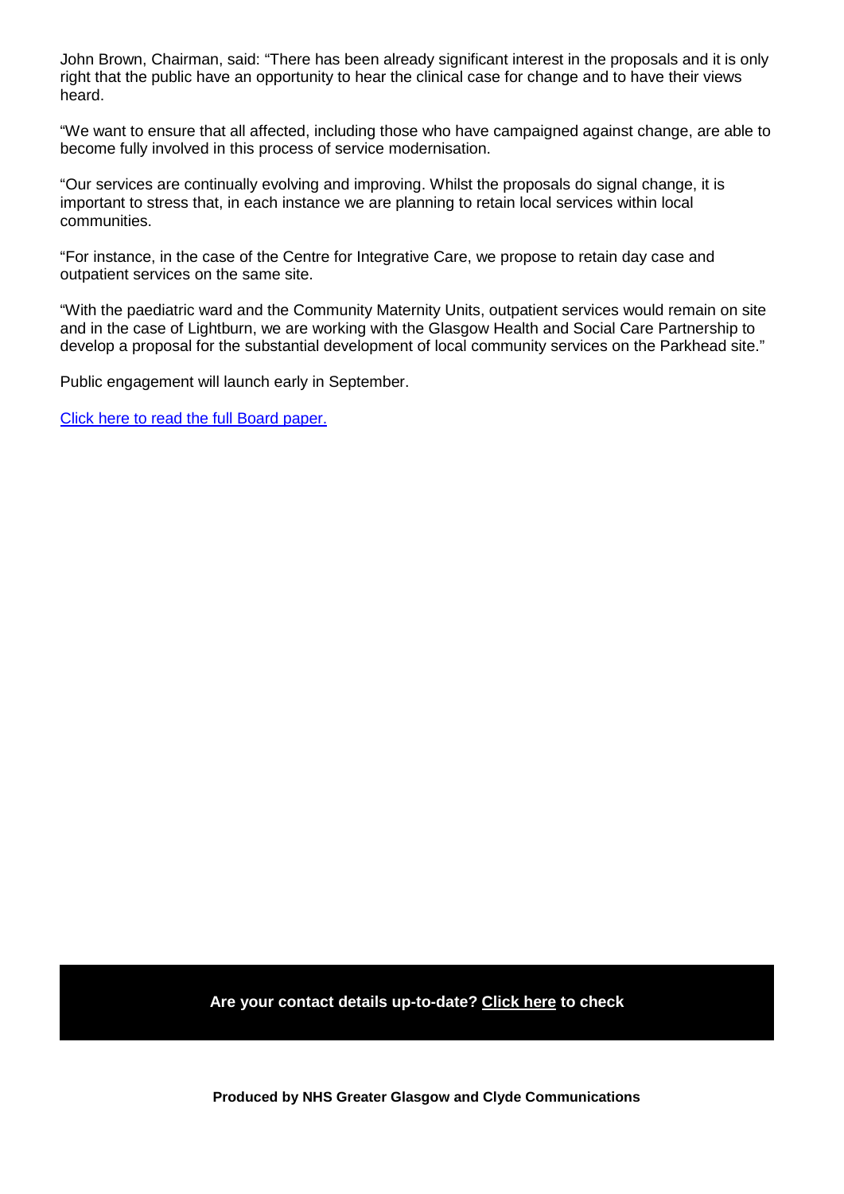John Brown, Chairman, said: "There has been already significant interest in the proposals and it is only right that the public have an opportunity to hear the clinical case for change and to have their views heard.

"We want to ensure that all affected, including those who have campaigned against change, are able to become fully involved in this process of service modernisation.

"Our services are continually evolving and improving. Whilst the proposals do signal change, it is important to stress that, in each instance we are planning to retain local services within local communities.

"For instance, in the case of the Centre for Integrative Care, we propose to retain day case and outpatient services on the same site.

"With the paediatric ward and the Community Maternity Units, outpatient services would remain on site and in the case of Lightburn, we are working with the Glasgow Health and Social Care Partnership to develop a proposal for the substantial development of local community services on the Parkhead site."

Public engagement will launch early in September.

Click here to read the full Board paper.

**Are your contact details up-to-date? Click here to check**

**Produced by NHS Greater Glasgow and Clyde Communications**